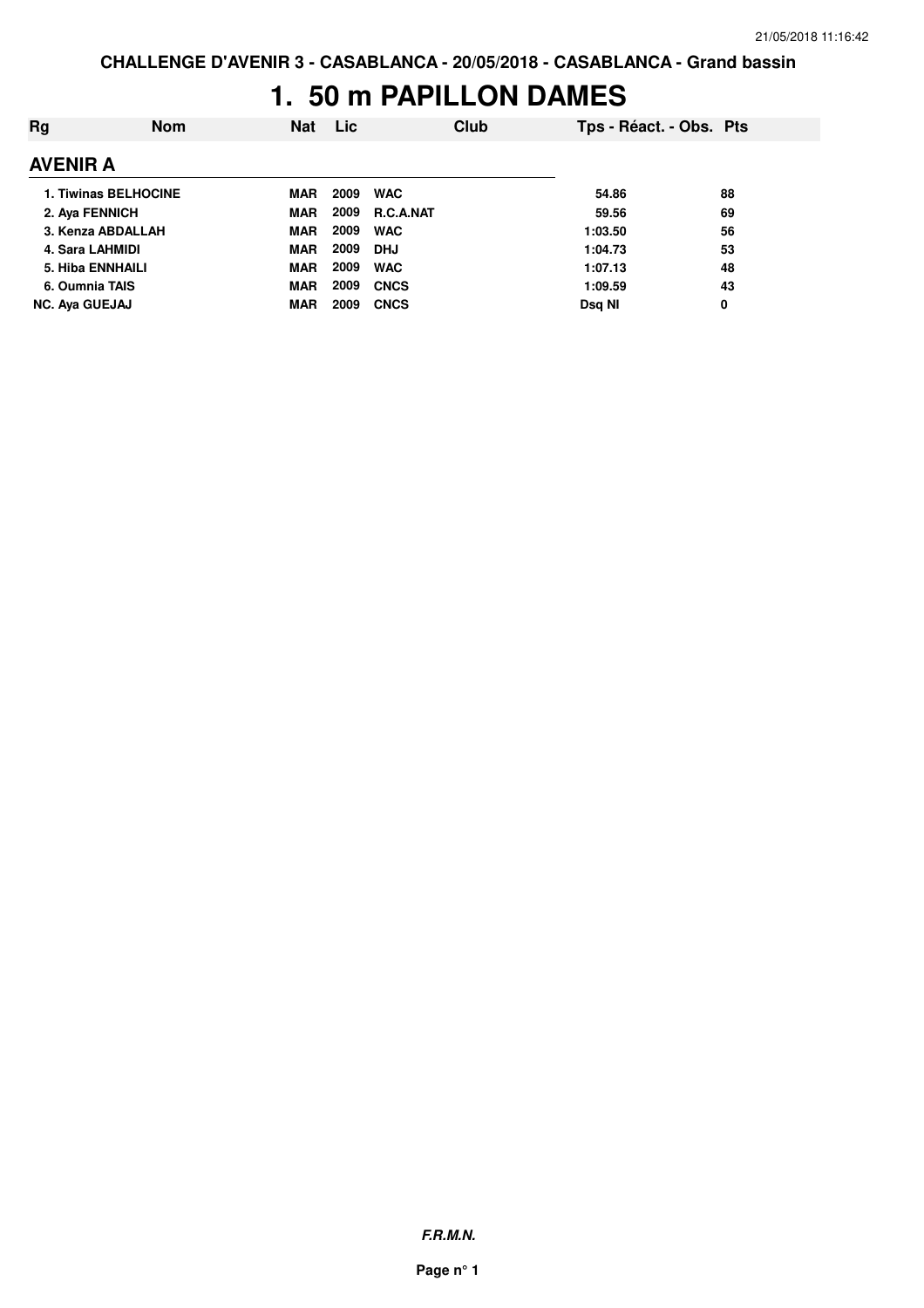CHALLENGE D'AVENIR 3 - CASABLANCA - 20/05/2018 - CASABLANCA - Grand bassin

# 1. 50 m PAPILLON DAMES

| Rg | Nom | Nat | Lic | Club | Tps - Réact. - Obs. | Pts |
|---|---|---|---|---|---|---|
| **AVENIR A** | | | | | | |
| 1. | Tiwinas BELHOCINE | MAR | 2009 | WAC | 54.86 | 88 |
| 2. | Aya FENNICH | MAR | 2009 | R.C.A.NAT | 59.56 | 69 |
| 3. | Kenza ABDALLAH | MAR | 2009 | WAC | 1:03.50 | 56 |
| 4. | Sara LAHMIDI | MAR | 2009 | DHJ | 1:04.73 | 53 |
| 5. | Hiba ENNHAILI | MAR | 2009 | WAC | 1:07.13 | 48 |
| 6. | Oumnia TAIS | MAR | 2009 | CNCS | 1:09.59 | 43 |
| NC. | Aya GUEJAJ | MAR | 2009 | CNCS | Dsq NI | 0 |

*F.R.M.N.*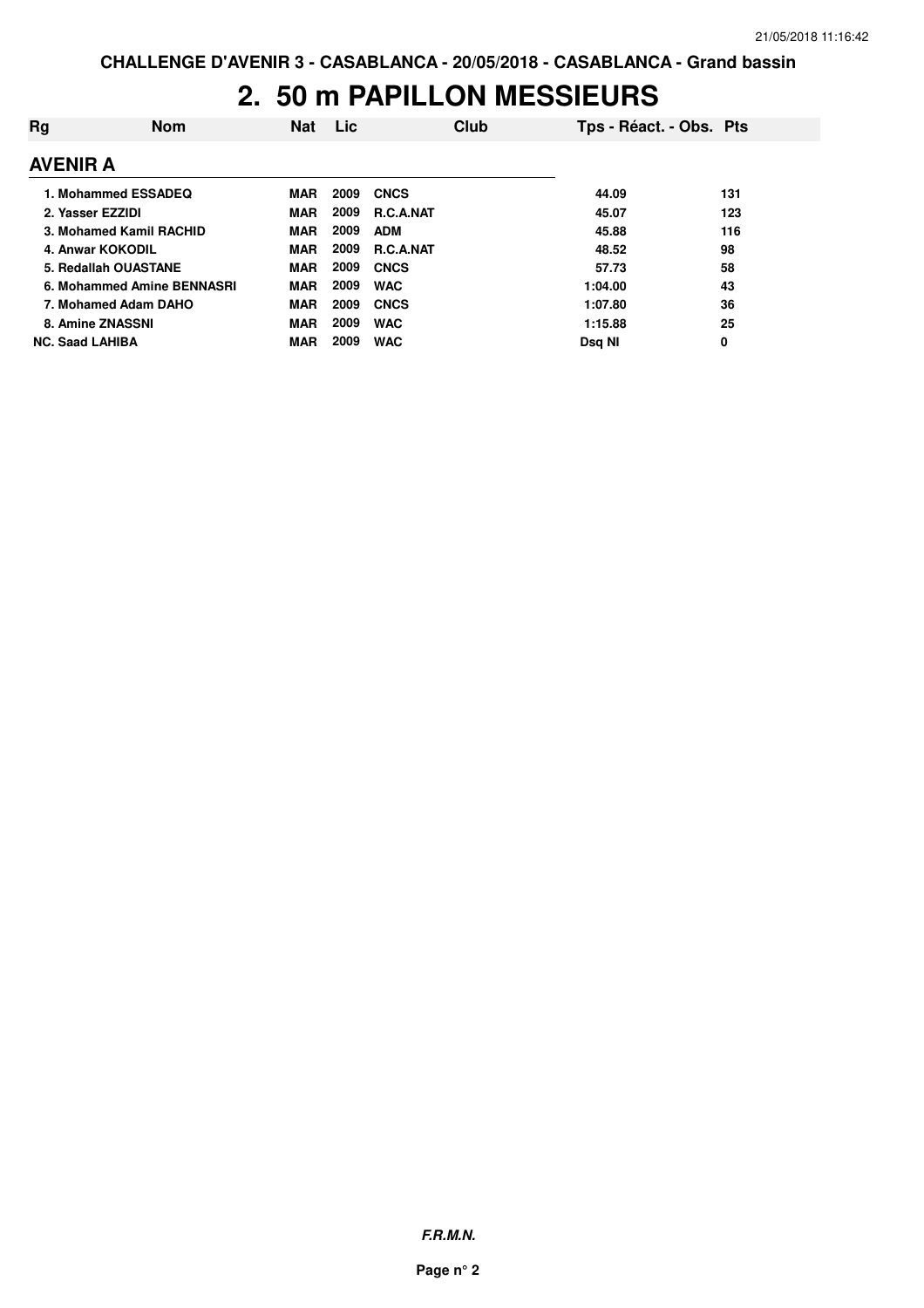# 2. 50 m PAPILLON MESSIEURS

| Rg | Nom | Nat | Lic | Club | Tps - Réact. - Obs. | Pts |
|---|---|---|---|---|---|---|
| **AVENIR A** | | | | | | |
| 1. | Mohammed ESSADEQ | MAR | 2009 | CNCS | 44.09 | 131 |
| 2. | Yasser EZZIDI | MAR | 2009 | R.C.A.NAT | 45.07 | 123 |
| 3. | Mohamed Kamil RACHID | MAR | 2009 | ADM | 45.88 | 116 |
| 4. | Anwar KOKODIL | MAR | 2009 | R.C.A.NAT | 48.52 | 98 |
| 5. | Redallah OUASTANE | MAR | 2009 | CNCS | 57.73 | 58 |
| 6. | Mohammed Amine BENNASRI | MAR | 2009 | WAC | 1:04.00 | 43 |
| 7. | Mohamed Adam DAHO | MAR | 2009 | CNCS | 1:07.80 | 36 |
| 8. | Amine ZNASSNI | MAR | 2009 | WAC | 1:15.88 | 25 |
| NC. | Saad LAHIBA | MAR | 2009 | WAC | Dsq NI | 0 |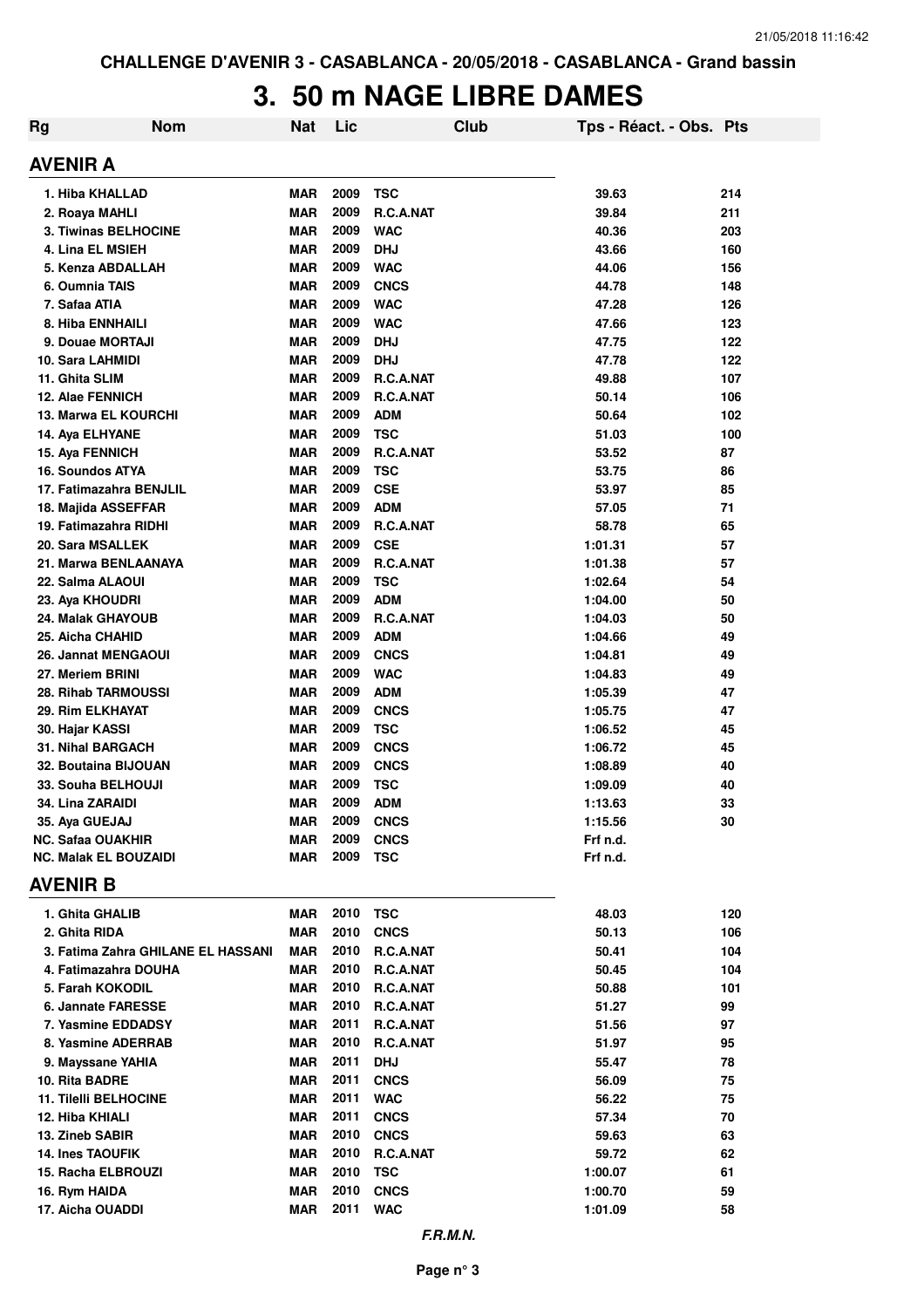CHALLENGE D'AVENIR 3 - CASABLANCA - 20/05/2018 - CASABLANCA - Grand bassin

# 3. 50 m NAGE LIBRE DAMES

| Rg | Nom | Nat | Lic | Club | Tps - Réact. - Obs. | Pts |
|---|---|---|---|---|---|---|

## AVENIR A

| Rg | Nom | Nat | Lic | Club | Tps - Réact. - Obs. | Pts |
|---|---|---|---|---|---|---|
| 1. | Hiba KHALLAD | MAR | 2009 | TSC | 39.63 | 214 |
| 2. | Roaya MAHLI | MAR | 2009 | R.C.A.NAT | 39.84 | 211 |
| 3. | Tiwinas BELHOCINE | MAR | 2009 | WAC | 40.36 | 203 |
| 4. | Lina EL MSIEH | MAR | 2009 | DHJ | 43.66 | 160 |
| 5. | Kenza ABDALLAH | MAR | 2009 | WAC | 44.06 | 156 |
| 6. | Oumnia TAIS | MAR | 2009 | CNCS | 44.78 | 148 |
| 7. | Safaa ATIA | MAR | 2009 | WAC | 47.28 | 126 |
| 8. | Hiba ENNHAILI | MAR | 2009 | WAC | 47.66 | 123 |
| 9. | Douae MORTAJI | MAR | 2009 | DHJ | 47.75 | 122 |
| 10. | Sara LAHMIDI | MAR | 2009 | DHJ | 47.78 | 122 |
| 11. | Ghita SLIM | MAR | 2009 | R.C.A.NAT | 49.88 | 107 |
| 12. | Alae FENNICH | MAR | 2009 | R.C.A.NAT | 50.14 | 106 |
| 13. | Marwa EL KOURCHI | MAR | 2009 | ADM | 50.64 | 102 |
| 14. | Aya ELHYANE | MAR | 2009 | TSC | 51.03 | 100 |
| 15. | Aya FENNICH | MAR | 2009 | R.C.A.NAT | 53.52 | 87 |
| 16. | Soundos ATYA | MAR | 2009 | TSC | 53.75 | 86 |
| 17. | Fatimazahra BENJLIL | MAR | 2009 | CSE | 53.97 | 85 |
| 18. | Majida ASSEFFAR | MAR | 2009 | ADM | 57.05 | 71 |
| 19. | Fatimazahra RIDHI | MAR | 2009 | R.C.A.NAT | 58.78 | 65 |
| 20. | Sara MSALLEK | MAR | 2009 | CSE | 1:01.31 | 57 |
| 21. | Marwa BENLAANAYA | MAR | 2009 | R.C.A.NAT | 1:01.38 | 57 |
| 22. | Salma ALAOUI | MAR | 2009 | TSC | 1:02.64 | 54 |
| 23. | Aya KHOUDRI | MAR | 2009 | ADM | 1:04.00 | 50 |
| 24. | Malak GHAYOUB | MAR | 2009 | R.C.A.NAT | 1:04.03 | 50 |
| 25. | Aicha CHAHID | MAR | 2009 | ADM | 1:04.66 | 49 |
| 26. | Jannat MENGAOUI | MAR | 2009 | CNCS | 1:04.81 | 49 |
| 27. | Meriem BRINI | MAR | 2009 | WAC | 1:04.83 | 49 |
| 28. | Rihab TARMOUSSI | MAR | 2009 | ADM | 1:05.39 | 47 |
| 29. | Rim ELKHAYAT | MAR | 2009 | CNCS | 1:05.75 | 47 |
| 30. | Hajar KASSI | MAR | 2009 | TSC | 1:06.52 | 45 |
| 31. | Nihal BARGACH | MAR | 2009 | CNCS | 1:06.72 | 45 |
| 32. | Boutaina BIJOUAN | MAR | 2009 | CNCS | 1:08.89 | 40 |
| 33. | Souha BELHOUJI | MAR | 2009 | TSC | 1:09.09 | 40 |
| 34. | Lina ZARAIDI | MAR | 2009 | ADM | 1:13.63 | 33 |
| 35. | Aya GUEJAJ | MAR | 2009 | CNCS | 1:15.56 | 30 |
| NC. | Safaa OUAKHIR | MAR | 2009 | CNCS | Frf n.d. | |
| NC. | Malak EL BOUZAIDI | MAR | 2009 | TSC | Frf n.d. | |

## AVENIR B

| Rg | Nom | Nat | Lic | Club | Tps - Réact. - Obs. | Pts |
|---|---|---|---|---|---|---|
| 1. | Ghita GHALIB | MAR | 2010 | TSC | 48.03 | 120 |
| 2. | Ghita RIDA | MAR | 2010 | CNCS | 50.13 | 106 |
| 3. | Fatima Zahra GHILANE EL HASSANI | MAR | 2010 | R.C.A.NAT | 50.41 | 104 |
| 4. | Fatimazahra DOUHA | MAR | 2010 | R.C.A.NAT | 50.45 | 104 |
| 5. | Farah KOKODIL | MAR | 2010 | R.C.A.NAT | 50.88 | 101 |
| 6. | Jannate FARESSE | MAR | 2010 | R.C.A.NAT | 51.27 | 99 |
| 7. | Yasmine EDDADSY | MAR | 2011 | R.C.A.NAT | 51.56 | 97 |
| 8. | Yasmine ADERRAB | MAR | 2010 | R.C.A.NAT | 51.97 | 95 |
| 9. | Mayssane YAHIA | MAR | 2011 | DHJ | 55.47 | 78 |
| 10. | Rita BADRE | MAR | 2011 | CNCS | 56.09 | 75 |
| 11. | Tilelli BELHOCINE | MAR | 2011 | WAC | 56.22 | 75 |
| 12. | Hiba KHIALI | MAR | 2011 | CNCS | 57.34 | 70 |
| 13. | Zineb SABIR | MAR | 2010 | CNCS | 59.63 | 63 |
| 14. | Ines TAOUFIK | MAR | 2010 | R.C.A.NAT | 59.72 | 62 |
| 15. | Racha ELBROUZI | MAR | 2010 | TSC | 1:00.07 | 61 |
| 16. | Rym HAIDA | MAR | 2010 | CNCS | 1:00.70 | 59 |
| 17. | Aicha OUADDI | MAR | 2011 | WAC | 1:01.09 | 58 |

*F.R.M.N.*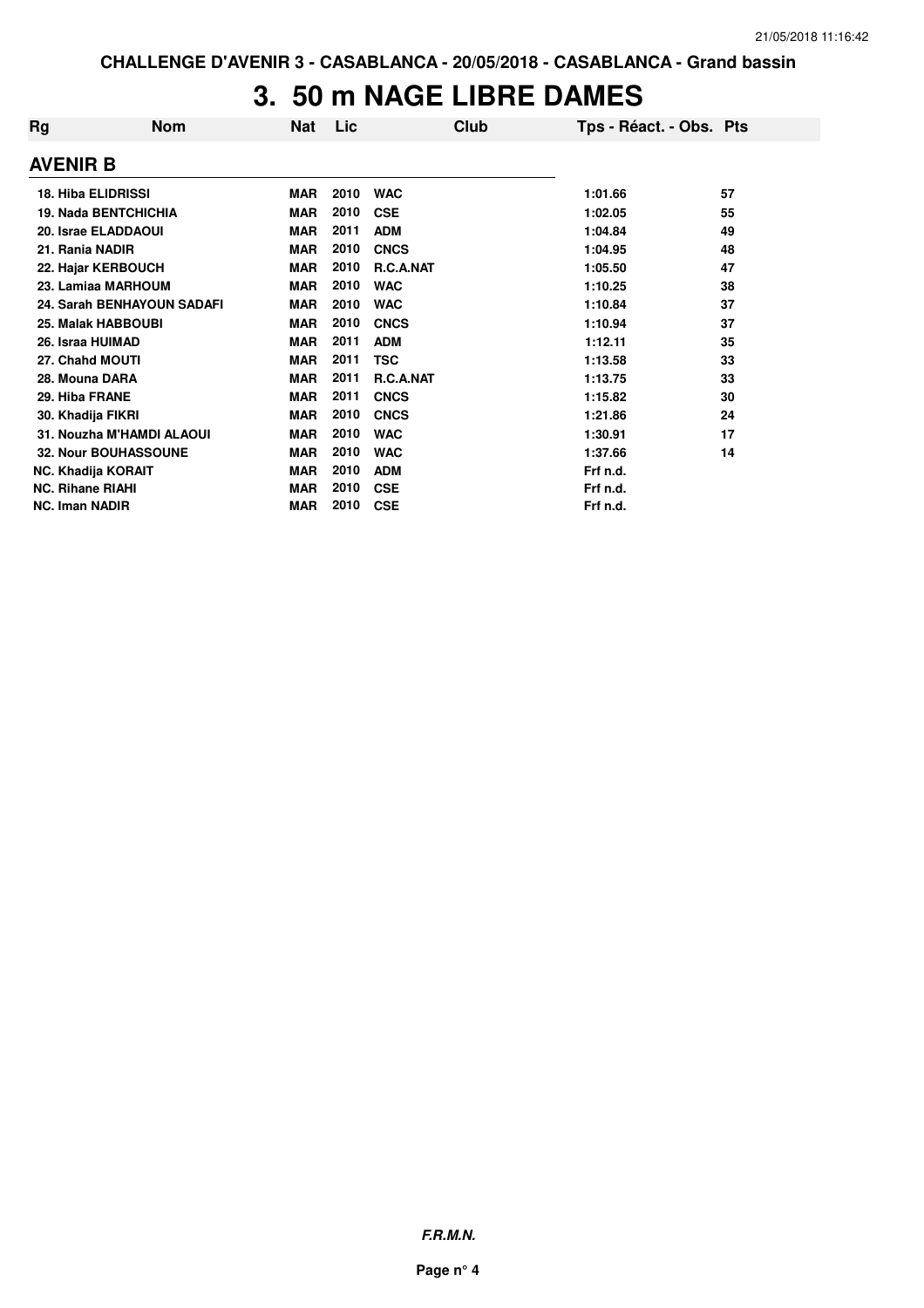# 3. 50 m NAGE LIBRE DAMES

| Rg | Nom | Nat | Lic | Club | Tps - Réact. - Obs. | Pts |
|---|---|---|---|---|---|---|
| **AVENIR B** | | | | | | |
| 18. | Hiba ELIDRISSI | MAR | 2010 | WAC | 1:01.66 | 57 |
| 19. | Nada BENTCHICHIA | MAR | 2010 | CSE | 1:02.05 | 55 |
| 20. | Israe ELADDAOUI | MAR | 2011 | ADM | 1:04.84 | 49 |
| 21. | Rania NADIR | MAR | 2010 | CNCS | 1:04.95 | 48 |
| 22. | Hajar KERBOUCH | MAR | 2010 | R.C.A.NAT | 1:05.50 | 47 |
| 23. | Lamiaa MARHOUM | MAR | 2010 | WAC | 1:10.25 | 38 |
| 24. | Sarah BENHAYOUN SADAFI | MAR | 2010 | WAC | 1:10.84 | 37 |
| 25. | Malak HABBOUBI | MAR | 2010 | CNCS | 1:10.94 | 37 |
| 26. | Israa HUIMAD | MAR | 2011 | ADM | 1:12.11 | 35 |
| 27. | Chahd MOUTI | MAR | 2011 | TSC | 1:13.58 | 33 |
| 28. | Mouna DARA | MAR | 2011 | R.C.A.NAT | 1:13.75 | 33 |
| 29. | Hiba FRANE | MAR | 2011 | CNCS | 1:15.82 | 30 |
| 30. | Khadija FIKRI | MAR | 2010 | CNCS | 1:21.86 | 24 |
| 31. | Nouzha M'HAMDI ALAOUI | MAR | 2010 | WAC | 1:30.91 | 17 |
| 32. | Nour BOUHASSOUNE | MAR | 2010 | WAC | 1:37.66 | 14 |
| NC. | Khadija KORAIT | MAR | 2010 | ADM | Frf n.d. | |
| NC. | Rihane RIAHI | MAR | 2010 | CSE | Frf n.d. | |
| NC. | Iman NADIR | MAR | 2010 | CSE | Frf n.d. | |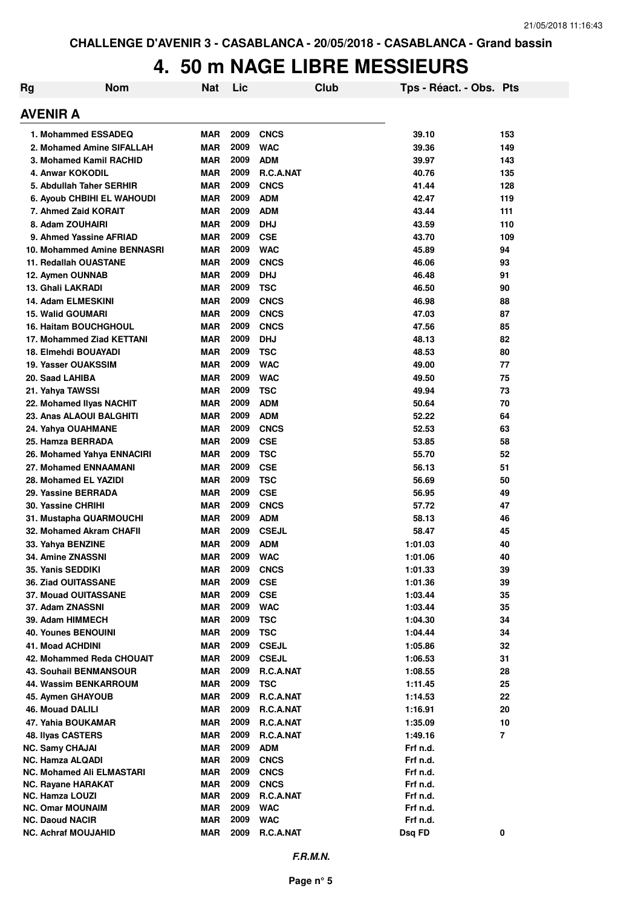CHALLENGE D'AVENIR 3 - CASABLANCA - 20/05/2018 - CASABLANCA - Grand bassin

# 4. 50 m NAGE LIBRE MESSIEURS

## AVENIR A

| Rg | Nom | Nat | Lic | Club | Tps - Réact. - Obs. | Pts |
|---|---|---|---|---|---|---|
| 1. | Mohammed ESSADEQ | MAR | 2009 | CNCS | 39.10 | 153 |
| 2. | Mohamed Amine SIFALLAH | MAR | 2009 | WAC | 39.36 | 149 |
| 3. | Mohamed Kamil RACHID | MAR | 2009 | ADM | 39.97 | 143 |
| 4. | Anwar KOKODIL | MAR | 2009 | R.C.A.NAT | 40.76 | 135 |
| 5. | Abdullah Taher SERHIR | MAR | 2009 | CNCS | 41.44 | 128 |
| 6. | Ayoub CHBIHI EL WAHOUDI | MAR | 2009 | ADM | 42.47 | 119 |
| 7. | Ahmed Zaid KORAIT | MAR | 2009 | ADM | 43.44 | 111 |
| 8. | Adam ZOUHAIRI | MAR | 2009 | DHJ | 43.59 | 110 |
| 9. | Ahmed Yassine AFRIAD | MAR | 2009 | CSE | 43.70 | 109 |
| 10. | Mohammed Amine BENNASRI | MAR | 2009 | WAC | 45.89 | 94 |
| 11. | Redallah OUASTANE | MAR | 2009 | CNCS | 46.06 | 93 |
| 12. | Aymen OUNNAB | MAR | 2009 | DHJ | 46.48 | 91 |
| 13. | Ghali LAKRADI | MAR | 2009 | TSC | 46.50 | 90 |
| 14. | Adam ELMESKINI | MAR | 2009 | CNCS | 46.98 | 88 |
| 15. | Walid GOUMARI | MAR | 2009 | CNCS | 47.03 | 87 |
| 16. | Haitam BOUCHGHOUL | MAR | 2009 | CNCS | 47.56 | 85 |
| 17. | Mohammed Ziad KETTANI | MAR | 2009 | DHJ | 48.13 | 82 |
| 18. | Elmehdi BOUAYADI | MAR | 2009 | TSC | 48.53 | 80 |
| 19. | Yasser OUAKSSIM | MAR | 2009 | WAC | 49.00 | 77 |
| 20. | Saad LAHIBA | MAR | 2009 | WAC | 49.50 | 75 |
| 21. | Yahya TAWSSI | MAR | 2009 | TSC | 49.94 | 73 |
| 22. | Mohamed Ilyas NACHIT | MAR | 2009 | ADM | 50.64 | 70 |
| 23. | Anas ALAOUI BALGHITI | MAR | 2009 | ADM | 52.22 | 64 |
| 24. | Yahya OUAHMANE | MAR | 2009 | CNCS | 52.53 | 63 |
| 25. | Hamza BERRADA | MAR | 2009 | CSE | 53.85 | 58 |
| 26. | Mohamed Yahya ENNACIRI | MAR | 2009 | TSC | 55.70 | 52 |
| 27. | Mohamed ENNAAMANI | MAR | 2009 | CSE | 56.13 | 51 |
| 28. | Mohamed EL YAZIDI | MAR | 2009 | TSC | 56.69 | 50 |
| 29. | Yassine BERRADA | MAR | 2009 | CSE | 56.95 | 49 |
| 30. | Yassine CHRIHI | MAR | 2009 | CNCS | 57.72 | 47 |
| 31. | Mustapha QUARMOUCHI | MAR | 2009 | ADM | 58.13 | 46 |
| 32. | Mohamed Akram CHAFII | MAR | 2009 | CSEJL | 58.47 | 45 |
| 33. | Yahya BENZINE | MAR | 2009 | ADM | 1:01.03 | 40 |
| 34. | Amine ZNASSNI | MAR | 2009 | WAC | 1:01.06 | 40 |
| 35. | Yanis SEDDIKI | MAR | 2009 | CNCS | 1:01.33 | 39 |
| 36. | Ziad OUITASSANE | MAR | 2009 | CSE | 1:01.36 | 39 |
| 37. | Mouad OUITASSANE | MAR | 2009 | CSE | 1:03.44 | 35 |
| 37. | Adam ZNASSNI | MAR | 2009 | WAC | 1:03.44 | 35 |
| 39. | Adam HIMMECH | MAR | 2009 | TSC | 1:04.30 | 34 |
| 40. | Younes BENOUINI | MAR | 2009 | TSC | 1:04.44 | 34 |
| 41. | Moad ACHDINI | MAR | 2009 | CSEJL | 1:05.86 | 32 |
| 42. | Mohammed Reda CHOUAIT | MAR | 2009 | CSEJL | 1:06.53 | 31 |
| 43. | Souhail BENMANSOUR | MAR | 2009 | R.C.A.NAT | 1:08.55 | 28 |
| 44. | Wassim BENKARROUM | MAR | 2009 | TSC | 1:11.45 | 25 |
| 45. | Aymen GHAYOUB | MAR | 2009 | R.C.A.NAT | 1:14.53 | 22 |
| 46. | Mouad DALILI | MAR | 2009 | R.C.A.NAT | 1:16.91 | 20 |
| 47. | Yahia BOUKAMAR | MAR | 2009 | R.C.A.NAT | 1:35.09 | 10 |
| 48. | Ilyas CASTERS | MAR | 2009 | R.C.A.NAT | 1:49.16 | 7 |
| NC. | Samy CHAJAI | MAR | 2009 | ADM | Frf n.d. | |
| NC. | Hamza ALQADI | MAR | 2009 | CNCS | Frf n.d. | |
| NC. | Mohamed Ali ELMASTARI | MAR | 2009 | CNCS | Frf n.d. | |
| NC. | Rayane HARAKAT | MAR | 2009 | CNCS | Frf n.d. | |
| NC. | Hamza LOUZI | MAR | 2009 | R.C.A.NAT | Frf n.d. | |
| NC. | Omar MOUNAIM | MAR | 2009 | WAC | Frf n.d. | |
| NC. | Daoud NACIR | MAR | 2009 | WAC | Frf n.d. | |
| NC. | Achraf MOUJAHID | MAR | 2009 | R.C.A.NAT | Dsq FD | 0 |

*F.R.M.N.*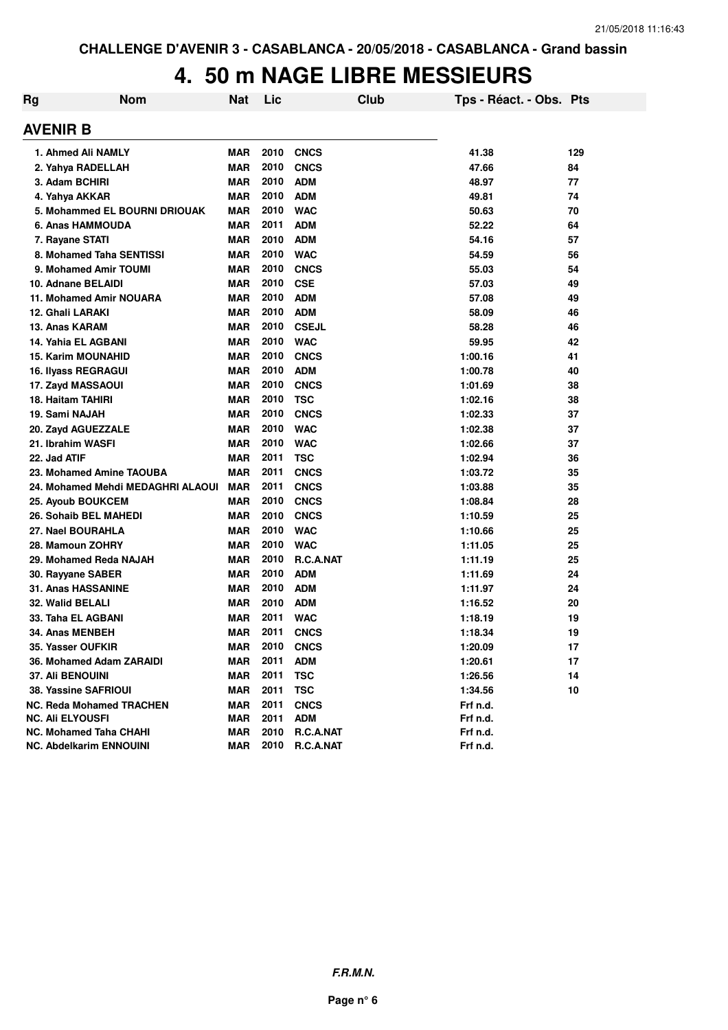CHALLENGE D'AVENIR 3 - CASABLANCA - 20/05/2018 - CASABLANCA - Grand bassin

# 4. 50 m NAGE LIBRE MESSIEURS

## AVENIR B

| Rg | Nom | Nat | Lic | Club | Tps - Réact. - Obs. | Pts |
|---|---|---|---|---|---|---|
| 1. | Ahmed Ali NAMLY | MAR | 2010 | CNCS | 41.38 | 129 |
| 2. | Yahya RADELLAH | MAR | 2010 | CNCS | 47.66 | 84 |
| 3. | Adam BCHIRI | MAR | 2010 | ADM | 48.97 | 77 |
| 4. | Yahya AKKAR | MAR | 2010 | ADM | 49.81 | 74 |
| 5. | Mohammed EL BOURNI DRIOUAK | MAR | 2010 | WAC | 50.63 | 70 |
| 6. | Anas HAMMOUDA | MAR | 2011 | ADM | 52.22 | 64 |
| 7. | Rayane STATI | MAR | 2010 | ADM | 54.16 | 57 |
| 8. | Mohamed Taha SENTISSI | MAR | 2010 | WAC | 54.59 | 56 |
| 9. | Mohamed Amir TOUMI | MAR | 2010 | CNCS | 55.03 | 54 |
| 10. | Adnane BELAIDI | MAR | 2010 | CSE | 57.03 | 49 |
| 11. | Mohamed Amir NOUARA | MAR | 2010 | ADM | 57.08 | 49 |
| 12. | Ghali LARAKI | MAR | 2010 | ADM | 58.09 | 46 |
| 13. | Anas KARAM | MAR | 2010 | CSEJL | 58.28 | 46 |
| 14. | Yahia EL AGBANI | MAR | 2010 | WAC | 59.95 | 42 |
| 15. | Karim MOUNAHID | MAR | 2010 | CNCS | 1:00.16 | 41 |
| 16. | Ilyass REGRAGUI | MAR | 2010 | ADM | 1:00.78 | 40 |
| 17. | Zayd MASSAOUI | MAR | 2010 | CNCS | 1:01.69 | 38 |
| 18. | Haitam TAHIRI | MAR | 2010 | TSC | 1:02.16 | 38 |
| 19. | Sami NAJAH | MAR | 2010 | CNCS | 1:02.33 | 37 |
| 20. | Zayd AGUEZZALE | MAR | 2010 | WAC | 1:02.38 | 37 |
| 21. | Ibrahim WASFI | MAR | 2010 | WAC | 1:02.66 | 37 |
| 22. | Jad ATIF | MAR | 2011 | TSC | 1:02.94 | 36 |
| 23. | Mohamed Amine TAOUBA | MAR | 2011 | CNCS | 1:03.72 | 35 |
| 24. | Mohamed Mehdi MEDAGHRI ALAOUI | MAR | 2011 | CNCS | 1:03.88 | 35 |
| 25. | Ayoub BOUKCEM | MAR | 2010 | CNCS | 1:08.84 | 28 |
| 26. | Sohaib BEL MAHEDI | MAR | 2010 | CNCS | 1:10.59 | 25 |
| 27. | Nael BOURAHLA | MAR | 2010 | WAC | 1:10.66 | 25 |
| 28. | Mamoun ZOHRY | MAR | 2010 | WAC | 1:11.05 | 25 |
| 29. | Mohamed Reda NAJAH | MAR | 2010 | R.C.A.NAT | 1:11.19 | 25 |
| 30. | Rayyane SABER | MAR | 2010 | ADM | 1:11.69 | 24 |
| 31. | Anas HASSANINE | MAR | 2010 | ADM | 1:11.97 | 24 |
| 32. | Walid BELALI | MAR | 2010 | ADM | 1:16.52 | 20 |
| 33. | Taha EL AGBANI | MAR | 2011 | WAC | 1:18.19 | 19 |
| 34. | Anas MENBEH | MAR | 2011 | CNCS | 1:18.34 | 19 |
| 35. | Yasser OUFKIR | MAR | 2010 | CNCS | 1:20.09 | 17 |
| 36. | Mohamed Adam ZARAIDI | MAR | 2011 | ADM | 1:20.61 | 17 |
| 37. | Ali BENOUINI | MAR | 2011 | TSC | 1:26.56 | 14 |
| 38. | Yassine SAFRIOUI | MAR | 2011 | TSC | 1:34.56 | 10 |
| NC. | Reda Mohamed TRACHEN | MAR | 2011 | CNCS | Frf n.d. | |
| NC. | Ali ELYOUSFI | MAR | 2011 | ADM | Frf n.d. | |
| NC. | Mohamed Taha CHAHI | MAR | 2010 | R.C.A.NAT | Frf n.d. | |
| NC. | Abdelkarim ENNOUINI | MAR | 2010 | R.C.A.NAT | Frf n.d. | |

***F.R.M.N.***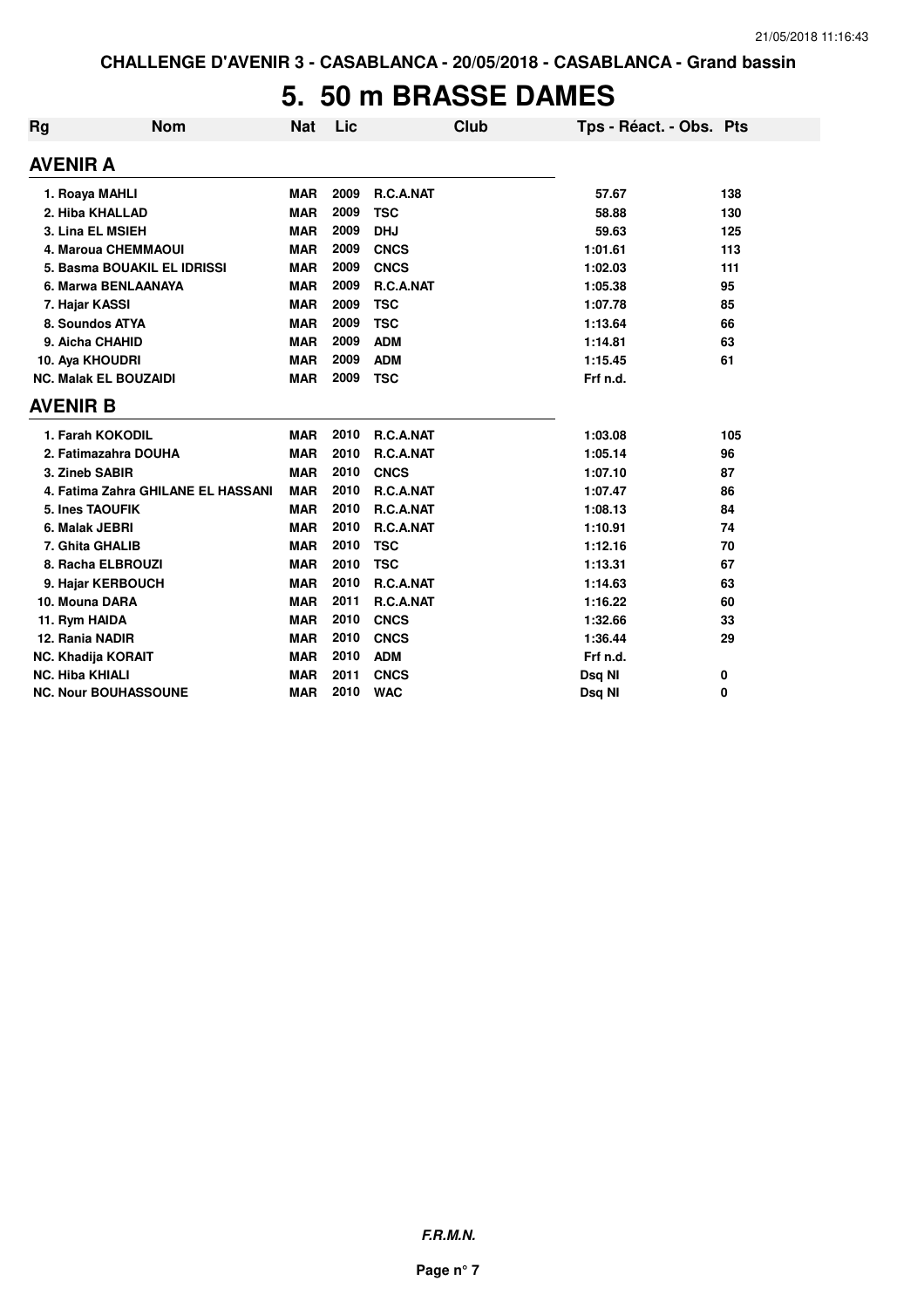CHALLENGE D'AVENIR 3 - CASABLANCA - 20/05/2018 - CASABLANCA - Grand bassin

# 5. 50 m BRASSE DAMES

| Rg | Nom | Nat | Lic | Club | Tps - Réact. - Obs. | Pts |
|---|---|---|---|---|---|---|
| **AVENIR A** | | | | | | |
| 1. | Roaya MAHLI | MAR | 2009 | R.C.A.NAT | 57.67 | 138 |
| 2. | Hiba KHALLAD | MAR | 2009 | TSC | 58.88 | 130 |
| 3. | Lina EL MSIEH | MAR | 2009 | DHJ | 59.63 | 125 |
| 4. | Maroua CHEMMAOUI | MAR | 2009 | CNCS | 1:01.61 | 113 |
| 5. | Basma BOUAKIL EL IDRISSI | MAR | 2009 | CNCS | 1:02.03 | 111 |
| 6. | Marwa BENLAANAYA | MAR | 2009 | R.C.A.NAT | 1:05.38 | 95 |
| 7. | Hajar KASSI | MAR | 2009 | TSC | 1:07.78 | 85 |
| 8. | Soundos ATYA | MAR | 2009 | TSC | 1:13.64 | 66 |
| 9. | Aicha CHAHID | MAR | 2009 | ADM | 1:14.81 | 63 |
| 10. | Aya KHOUDRI | MAR | 2009 | ADM | 1:15.45 | 61 |
| NC. | Malak EL BOUZAIDI | MAR | 2009 | TSC | Frf n.d. | |
| **AVENIR B** | | | | | | |
| 1. | Farah KOKODIL | MAR | 2010 | R.C.A.NAT | 1:03.08 | 105 |
| 2. | Fatimazahra DOUHA | MAR | 2010 | R.C.A.NAT | 1:05.14 | 96 |
| 3. | Zineb SABIR | MAR | 2010 | CNCS | 1:07.10 | 87 |
| 4. | Fatima Zahra GHILANE EL HASSANI | MAR | 2010 | R.C.A.NAT | 1:07.47 | 86 |
| 5. | Ines TAOUFIK | MAR | 2010 | R.C.A.NAT | 1:08.13 | 84 |
| 6. | Malak JEBRI | MAR | 2010 | R.C.A.NAT | 1:10.91 | 74 |
| 7. | Ghita GHALIB | MAR | 2010 | TSC | 1:12.16 | 70 |
| 8. | Racha ELBROUZI | MAR | 2010 | TSC | 1:13.31 | 67 |
| 9. | Hajar KERBOUCH | MAR | 2010 | R.C.A.NAT | 1:14.63 | 63 |
| 10. | Mouna DARA | MAR | 2011 | R.C.A.NAT | 1:16.22 | 60 |
| 11. | Rym HAIDA | MAR | 2010 | CNCS | 1:32.66 | 33 |
| 12. | Rania NADIR | MAR | 2010 | CNCS | 1:36.44 | 29 |
| NC. | Khadija KORAIT | MAR | 2010 | ADM | Frf n.d. | |
| NC. | Hiba KHIALI | MAR | 2011 | CNCS | Dsq NI | 0 |
| NC. | Nour BOUHASSOUNE | MAR | 2010 | WAC | Dsq NI | 0 |

*F.R.M.N.*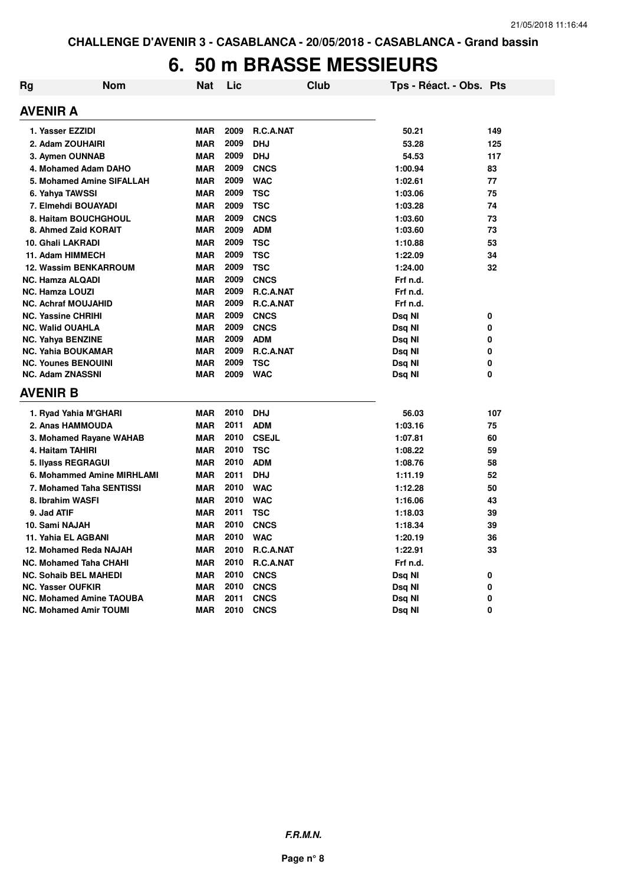CHALLENGE D'AVENIR 3 - CASABLANCA - 20/05/2018 - CASABLANCA - Grand bassin

# 6. 50 m BRASSE MESSIEURS

| Rg | Nom | Nat | Lic | Club | Tps - Réact. - Obs. | Pts |
|---|---|---|---|---|---|---|
| **AVENIR A** | | | | | | |
| 1. | Yasser EZZIDI | MAR | 2009 | R.C.A.NAT | 50.21 | 149 |
| 2. | Adam ZOUHAIRI | MAR | 2009 | DHJ | 53.28 | 125 |
| 3. | Aymen OUNNAB | MAR | 2009 | DHJ | 54.53 | 117 |
| 4. | Mohamed Adam DAHO | MAR | 2009 | CNCS | 1:00.94 | 83 |
| 5. | Mohamed Amine SIFALLAH | MAR | 2009 | WAC | 1:02.61 | 77 |
| 6. | Yahya TAWSSI | MAR | 2009 | TSC | 1:03.06 | 75 |
| 7. | Elmehdi BOUAYADI | MAR | 2009 | TSC | 1:03.28 | 74 |
| 8. | Haitam BOUCHGHOUL | MAR | 2009 | CNCS | 1:03.60 | 73 |
| 8. | Ahmed Zaid KORAIT | MAR | 2009 | ADM | 1:03.60 | 73 |
| 10. | Ghali LAKRADI | MAR | 2009 | TSC | 1:10.88 | 53 |
| 11. | Adam HIMMECH | MAR | 2009 | TSC | 1:22.09 | 34 |
| 12. | Wassim BENKARROUM | MAR | 2009 | TSC | 1:24.00 | 32 |
| NC. | Hamza ALQADI | MAR | 2009 | CNCS | Frf n.d. | |
| NC. | Hamza LOUZI | MAR | 2009 | R.C.A.NAT | Frf n.d. | |
| NC. | Achraf MOUJAHID | MAR | 2009 | R.C.A.NAT | Frf n.d. | |
| NC. | Yassine CHRIHI | MAR | 2009 | CNCS | Dsq NI | 0 |
| NC. | Walid OUAHLA | MAR | 2009 | CNCS | Dsq NI | 0 |
| NC. | Yahya BENZINE | MAR | 2009 | ADM | Dsq NI | 0 |
| NC. | Yahia BOUKAMAR | MAR | 2009 | R.C.A.NAT | Dsq NI | 0 |
| NC. | Younes BENOUINI | MAR | 2009 | TSC | Dsq NI | 0 |
| NC. | Adam ZNASSNI | MAR | 2009 | WAC | Dsq NI | 0 |
| **AVENIR B** | | | | | | |
| 1. | Ryad Yahia M'GHARI | MAR | 2010 | DHJ | 56.03 | 107 |
| 2. | Anas HAMMOUDA | MAR | 2011 | ADM | 1:03.16 | 75 |
| 3. | Mohamed Rayane WAHAB | MAR | 2010 | CSEJL | 1:07.81 | 60 |
| 4. | Haitam TAHIRI | MAR | 2010 | TSC | 1:08.22 | 59 |
| 5. | Ilyass REGRAGUI | MAR | 2010 | ADM | 1:08.76 | 58 |
| 6. | Mohammed Amine MIRHLAMI | MAR | 2011 | DHJ | 1:11.19 | 52 |
| 7. | Mohamed Taha SENTISSI | MAR | 2010 | WAC | 1:12.28 | 50 |
| 8. | Ibrahim WASFI | MAR | 2010 | WAC | 1:16.06 | 43 |
| 9. | Jad ATIF | MAR | 2011 | TSC | 1:18.03 | 39 |
| 10. | Sami NAJAH | MAR | 2010 | CNCS | 1:18.34 | 39 |
| 11. | Yahia EL AGBANI | MAR | 2010 | WAC | 1:20.19 | 36 |
| 12. | Mohamed Reda NAJAH | MAR | 2010 | R.C.A.NAT | 1:22.91 | 33 |
| NC. | Mohamed Taha CHAHI | MAR | 2010 | R.C.A.NAT | Frf n.d. | |
| NC. | Sohaib BEL MAHEDI | MAR | 2010 | CNCS | Dsq NI | 0 |
| NC. | Yasser OUFKIR | MAR | 2010 | CNCS | Dsq NI | 0 |
| NC. | Mohamed Amine TAOUBA | MAR | 2011 | CNCS | Dsq NI | 0 |
| NC. | Mohamed Amir TOUMI | MAR | 2010 | CNCS | Dsq NI | 0 |

*F.R.M.N.*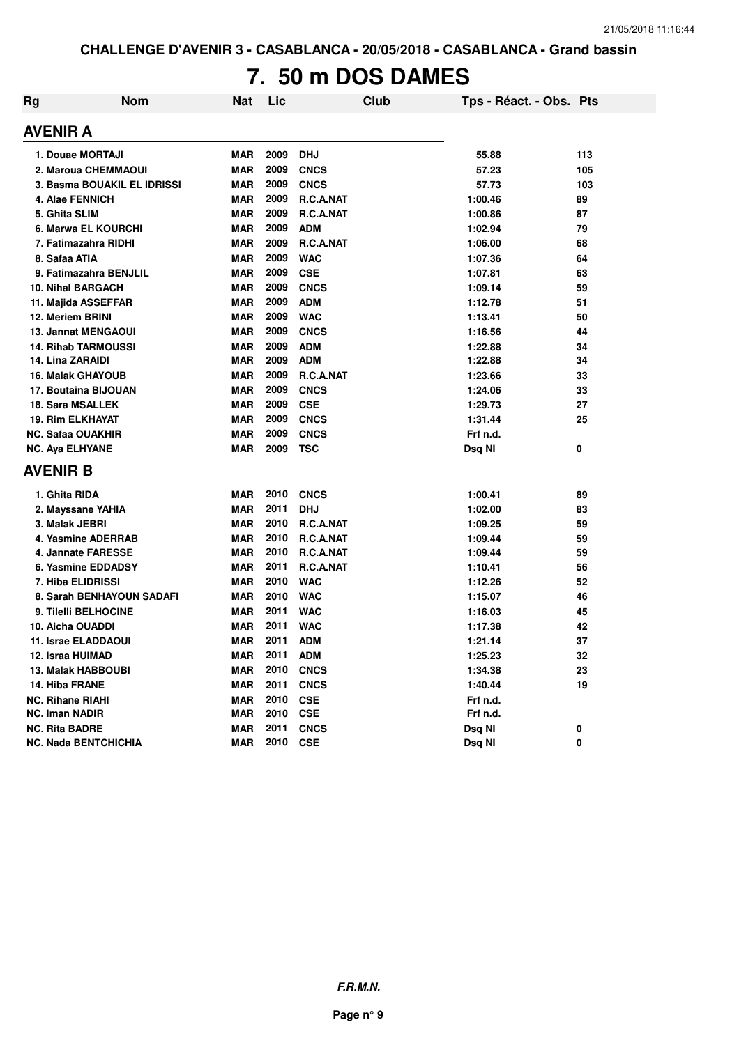CHALLENGE D'AVENIR 3 - CASABLANCA - 20/05/2018 - CASABLANCA - Grand bassin

# 7. 50 m DOS DAMES

| Rg | Nom | Nat | Lic | Club | Tps - Réact. - Obs. | Pts |
|---|---|---|---|---|---|---|

## AVENIR A

| Rg | Nom | Nat | Lic | Club | Tps - Réact. - Obs. | Pts |
|---|---|---|---|---|---|---|
| 1. | Douae MORTAJI | MAR | 2009 | DHJ | 55.88 | 113 |
| 2. | Maroua CHEMMAOUI | MAR | 2009 | CNCS | 57.23 | 105 |
| 3. | Basma BOUAKIL EL IDRISSI | MAR | 2009 | CNCS | 57.73 | 103 |
| 4. | Alae FENNICH | MAR | 2009 | R.C.A.NAT | 1:00.46 | 89 |
| 5. | Ghita SLIM | MAR | 2009 | R.C.A.NAT | 1:00.86 | 87 |
| 6. | Marwa EL KOURCHI | MAR | 2009 | ADM | 1:02.94 | 79 |
| 7. | Fatimazahra RIDHI | MAR | 2009 | R.C.A.NAT | 1:06.00 | 68 |
| 8. | Safaa ATIA | MAR | 2009 | WAC | 1:07.36 | 64 |
| 9. | Fatimazahra BENJLIL | MAR | 2009 | CSE | 1:07.81 | 63 |
| 10. | Nihal BARGACH | MAR | 2009 | CNCS | 1:09.14 | 59 |
| 11. | Majida ASSEFFAR | MAR | 2009 | ADM | 1:12.78 | 51 |
| 12. | Meriem BRINI | MAR | 2009 | WAC | 1:13.41 | 50 |
| 13. | Jannat MENGAOUI | MAR | 2009 | CNCS | 1:16.56 | 44 |
| 14. | Rihab TARMOUSSI | MAR | 2009 | ADM | 1:22.88 | 34 |
| 14. | Lina ZARAIDI | MAR | 2009 | ADM | 1:22.88 | 34 |
| 16. | Malak GHAYOUB | MAR | 2009 | R.C.A.NAT | 1:23.66 | 33 |
| 17. | Boutaina BIJOUAN | MAR | 2009 | CNCS | 1:24.06 | 33 |
| 18. | Sara MSALLEK | MAR | 2009 | CSE | 1:29.73 | 27 |
| 19. | Rim ELKHAYAT | MAR | 2009 | CNCS | 1:31.44 | 25 |
| NC. | Safaa OUAKHIR | MAR | 2009 | CNCS | Frf n.d. | |
| NC. | Aya ELHYANE | MAR | 2009 | TSC | Dsq NI | 0 |

## AVENIR B

| Rg | Nom | Nat | Lic | Club | Tps - Réact. - Obs. | Pts |
|---|---|---|---|---|---|---|
| 1. | Ghita RIDA | MAR | 2010 | CNCS | 1:00.41 | 89 |
| 2. | Mayssane YAHIA | MAR | 2011 | DHJ | 1:02.00 | 83 |
| 3. | Malak JEBRI | MAR | 2010 | R.C.A.NAT | 1:09.25 | 59 |
| 4. | Yasmine ADERRAB | MAR | 2010 | R.C.A.NAT | 1:09.44 | 59 |
| 4. | Jannate FARESSE | MAR | 2010 | R.C.A.NAT | 1:09.44 | 59 |
| 6. | Yasmine EDDADSY | MAR | 2011 | R.C.A.NAT | 1:10.41 | 56 |
| 7. | Hiba ELIDRISSI | MAR | 2010 | WAC | 1:12.26 | 52 |
| 8. | Sarah BENHAYOUN SADAFI | MAR | 2010 | WAC | 1:15.07 | 46 |
| 9. | Tilelli BELHOCINE | MAR | 2011 | WAC | 1:16.03 | 45 |
| 10. | Aicha OUADDI | MAR | 2011 | WAC | 1:17.38 | 42 |
| 11. | Israe ELADDAOUI | MAR | 2011 | ADM | 1:21.14 | 37 |
| 12. | Israa HUIMAD | MAR | 2011 | ADM | 1:25.23 | 32 |
| 13. | Malak HABBOUBI | MAR | 2010 | CNCS | 1:34.38 | 23 |
| 14. | Hiba FRANE | MAR | 2011 | CNCS | 1:40.44 | 19 |
| NC. | Rihane RIAHI | MAR | 2010 | CSE | Frf n.d. | |
| NC. | Iman NADIR | MAR | 2010 | CSE | Frf n.d. | |
| NC. | Rita BADRE | MAR | 2011 | CNCS | Dsq NI | 0 |
| NC. | Nada BENTCHICHIA | MAR | 2010 | CSE | Dsq NI | 0 |

*F.R.M.N.*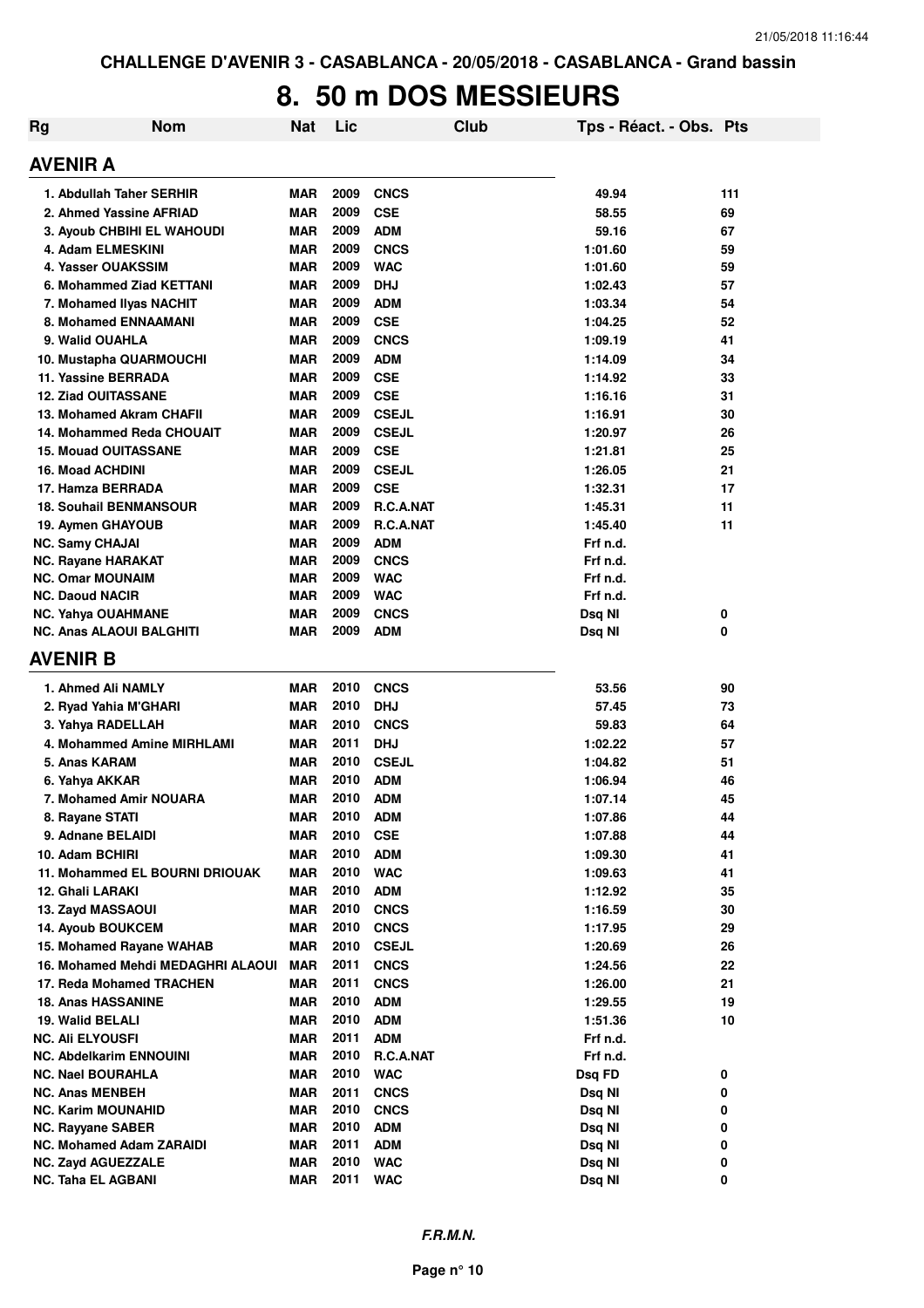CHALLENGE D'AVENIR 3 - CASABLANCA - 20/05/2018 - CASABLANCA - Grand bassin

# 8. 50 m DOS MESSIEURS

## AVENIR A

| Rg | Nom | Nat | Lic | Club | Tps - Réact. - Obs. | Pts |
|---|---|---|---|---|---|---|
| 1. | Abdullah Taher SERHIR | MAR | 2009 | CNCS | 49.94 | 111 |
| 2. | Ahmed Yassine AFRIAD | MAR | 2009 | CSE | 58.55 | 69 |
| 3. | Ayoub CHBIHI EL WAHOUDI | MAR | 2009 | ADM | 59.16 | 67 |
| 4. | Adam ELMESKINI | MAR | 2009 | CNCS | 1:01.60 | 59 |
| 4. | Yasser OUAKSSIM | MAR | 2009 | WAC | 1:01.60 | 59 |
| 6. | Mohammed Ziad KETTANI | MAR | 2009 | DHJ | 1:02.43 | 57 |
| 7. | Mohamed Ilyas NACHIT | MAR | 2009 | ADM | 1:03.34 | 54 |
| 8. | Mohamed ENNAAMANI | MAR | 2009 | CSE | 1:04.25 | 52 |
| 9. | Walid OUAHLA | MAR | 2009 | CNCS | 1:09.19 | 41 |
| 10. | Mustapha QUARMOUCHI | MAR | 2009 | ADM | 1:14.09 | 34 |
| 11. | Yassine BERRADA | MAR | 2009 | CSE | 1:14.92 | 33 |
| 12. | Ziad OUITASSANE | MAR | 2009 | CSE | 1:16.16 | 31 |
| 13. | Mohamed Akram CHAFII | MAR | 2009 | CSEJL | 1:16.91 | 30 |
| 14. | Mohammed Reda CHOUAIT | MAR | 2009 | CSEJL | 1:20.97 | 26 |
| 15. | Mouad OUITASSANE | MAR | 2009 | CSE | 1:21.81 | 25 |
| 16. | Moad ACHDINI | MAR | 2009 | CSEJL | 1:26.05 | 21 |
| 17. | Hamza BERRADA | MAR | 2009 | CSE | 1:32.31 | 17 |
| 18. | Souhail BENMANSOUR | MAR | 2009 | R.C.A.NAT | 1:45.31 | 11 |
| 19. | Aymen GHAYOUB | MAR | 2009 | R.C.A.NAT | 1:45.40 | 11 |
| NC. | Samy CHAJAI | MAR | 2009 | ADM | Frf n.d. | |
| NC. | Rayane HARAKAT | MAR | 2009 | CNCS | Frf n.d. | |
| NC. | Omar MOUNAIM | MAR | 2009 | WAC | Frf n.d. | |
| NC. | Daoud NACIR | MAR | 2009 | WAC | Frf n.d. | |
| NC. | Yahya OUAHMANE | MAR | 2009 | CNCS | Dsq NI | 0 |
| NC. | Anas ALAOUI BALGHITI | MAR | 2009 | ADM | Dsq NI | 0 |

## AVENIR B

| Rg | Nom | Nat | Lic | Club | Tps - Réact. - Obs. | Pts |
|---|---|---|---|---|---|---|
| 1. | Ahmed Ali NAMLY | MAR | 2010 | CNCS | 53.56 | 90 |
| 2. | Ryad Yahia M'GHARI | MAR | 2010 | DHJ | 57.45 | 73 |
| 3. | Yahya RADELLAH | MAR | 2010 | CNCS | 59.83 | 64 |
| 4. | Mohammed Amine MIRHLAMI | MAR | 2011 | DHJ | 1:02.22 | 57 |
| 5. | Anas KARAM | MAR | 2010 | CSEJL | 1:04.82 | 51 |
| 6. | Yahya AKKAR | MAR | 2010 | ADM | 1:06.94 | 46 |
| 7. | Mohamed Amir NOUARA | MAR | 2010 | ADM | 1:07.14 | 45 |
| 8. | Rayane STATI | MAR | 2010 | ADM | 1:07.86 | 44 |
| 9. | Adnane BELAIDI | MAR | 2010 | CSE | 1:07.88 | 44 |
| 10. | Adam BCHIRI | MAR | 2010 | ADM | 1:09.30 | 41 |
| 11. | Mohammed EL BOURNI DRIOUAK | MAR | 2010 | WAC | 1:09.63 | 41 |
| 12. | Ghali LARAKI | MAR | 2010 | ADM | 1:12.92 | 35 |
| 13. | Zayd MASSAOUI | MAR | 2010 | CNCS | 1:16.59 | 30 |
| 14. | Ayoub BOUKCEM | MAR | 2010 | CNCS | 1:17.95 | 29 |
| 15. | Mohamed Rayane WAHAB | MAR | 2010 | CSEJL | 1:20.69 | 26 |
| 16. | Mohamed Mehdi MEDAGHRI ALAOUI | MAR | 2011 | CNCS | 1:24.56 | 22 |
| 17. | Reda Mohamed TRACHEN | MAR | 2011 | CNCS | 1:26.00 | 21 |
| 18. | Anas HASSANINE | MAR | 2010 | ADM | 1:29.55 | 19 |
| 19. | Walid BELALI | MAR | 2010 | ADM | 1:51.36 | 10 |
| NC. | Ali ELYOUSFI | MAR | 2011 | ADM | Frf n.d. | |
| NC. | Abdelkarim ENNOUINI | MAR | 2010 | R.C.A.NAT | Frf n.d. | |
| NC. | Nael BOURAHLA | MAR | 2010 | WAC | Dsq FD | 0 |
| NC. | Anas MENBEH | MAR | 2011 | CNCS | Dsq NI | 0 |
| NC. | Karim MOUNAHID | MAR | 2010 | CNCS | Dsq NI | 0 |
| NC. | Rayyane SABER | MAR | 2010 | ADM | Dsq NI | 0 |
| NC. | Mohamed Adam ZARAIDI | MAR | 2011 | ADM | Dsq NI | 0 |
| NC. | Zayd AGUEZZALE | MAR | 2010 | WAC | Dsq NI | 0 |
| NC. | Taha EL AGBANI | MAR | 2011 | WAC | Dsq NI | 0 |

*F.R.M.N.*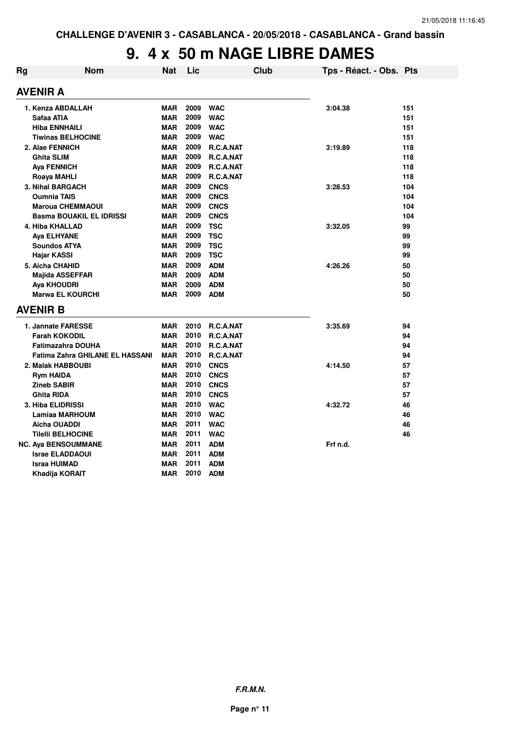CHALLENGE D'AVENIR 3 - CASABLANCA - 20/05/2018 - CASABLANCA - Grand bassin

# 9. 4 x 50 m NAGE LIBRE DAMES

| Rg | Nom | Nat | Lic | Club | Tps - Réact. - Obs. | Pts |
|---|---|---|---|---|---|---|
| **AVENIR A** | | | | | | |
| 1. | Kenza ABDALLAH | MAR | 2009 | WAC | 3:04.38 | 151 |
| | Safaa ATIA | MAR | 2009 | WAC | | 151 |
| | Hiba ENNHAILI | MAR | 2009 | WAC | | 151 |
| | Tiwinas BELHOCINE | MAR | 2009 | WAC | | 151 |
| 2. | Alae FENNICH | MAR | 2009 | R.C.A.NAT | 3:19.89 | 118 |
| | Ghita SLIM | MAR | 2009 | R.C.A.NAT | | 118 |
| | Aya FENNICH | MAR | 2009 | R.C.A.NAT | | 118 |
| | Roaya MAHLI | MAR | 2009 | R.C.A.NAT | | 118 |
| 3. | Nihal BARGACH | MAR | 2009 | CNCS | 3:28.53 | 104 |
| | Oumnia TAIS | MAR | 2009 | CNCS | | 104 |
| | Maroua CHEMMAOUI | MAR | 2009 | CNCS | | 104 |
| | Basma BOUAKIL EL IDRISSI | MAR | 2009 | CNCS | | 104 |
| 4. | Hiba KHALLAD | MAR | 2009 | TSC | 3:32.05 | 99 |
| | Aya ELHYANE | MAR | 2009 | TSC | | 99 |
| | Soundos ATYA | MAR | 2009 | TSC | | 99 |
| | Hajar KASSI | MAR | 2009 | TSC | | 99 |
| 5. | Aicha CHAHID | MAR | 2009 | ADM | 4:26.26 | 50 |
| | Majida ASSEFFAR | MAR | 2009 | ADM | | 50 |
| | Aya KHOUDRI | MAR | 2009 | ADM | | 50 |
| | Marwa EL KOURCHI | MAR | 2009 | ADM | | 50 |
| **AVENIR B** | | | | | | |
| 1. | Jannate FARESSE | MAR | 2010 | R.C.A.NAT | 3:35.69 | 94 |
| | Farah KOKODIL | MAR | 2010 | R.C.A.NAT | | 94 |
| | Fatimazahra DOUHA | MAR | 2010 | R.C.A.NAT | | 94 |
| | Fatima Zahra GHILANE EL HASSANI | MAR | 2010 | R.C.A.NAT | | 94 |
| 2. | Malak HABBOUBI | MAR | 2010 | CNCS | 4:14.50 | 57 |
| | Rym HAIDA | MAR | 2010 | CNCS | | 57 |
| | Zineb SABIR | MAR | 2010 | CNCS | | 57 |
| | Ghita RIDA | MAR | 2010 | CNCS | | 57 |
| 3. | Hiba ELIDRISSI | MAR | 2010 | WAC | 4:32.72 | 46 |
| | Lamiaa MARHOUM | MAR | 2010 | WAC | | 46 |
| | Aicha OUADDI | MAR | 2011 | WAC | | 46 |
| | Tilelli BELHOCINE | MAR | 2011 | WAC | | 46 |
| NC. | Aya BENSOUMMANE | MAR | 2011 | ADM | Frf n.d. | |
| | Israe ELADDAOUI | MAR | 2011 | ADM | | |
| | Israa HUIMAD | MAR | 2011 | ADM | | |
| | Khadija KORAIT | MAR | 2010 | ADM | | |

*F.R.M.N.*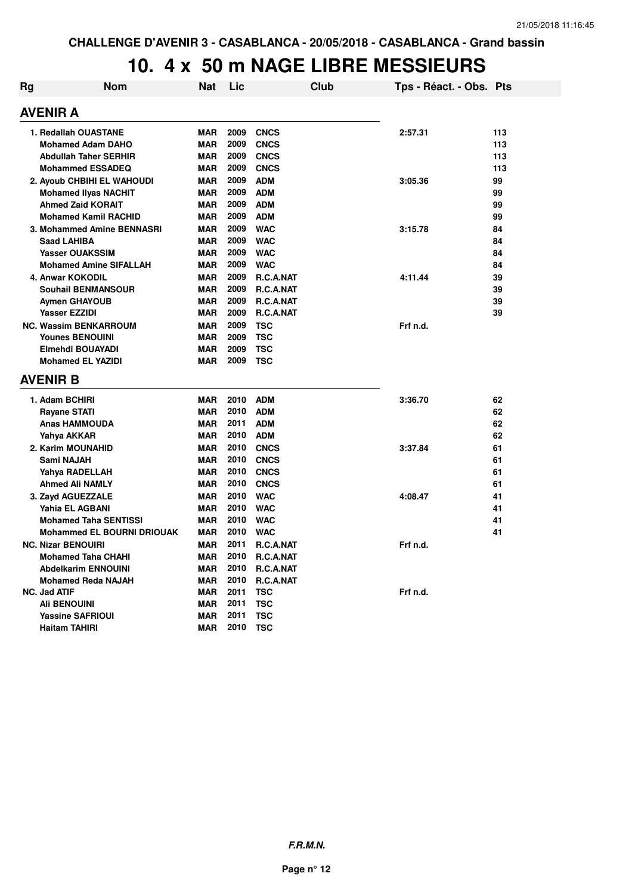CHALLENGE D'AVENIR 3 - CASABLANCA - 20/05/2018 - CASABLANCA - Grand bassin

# 10. 4 x 50 m NAGE LIBRE MESSIEURS

| Rg | Nom | Nat | Lic | Club | Tps - Réact. - Obs. | Pts |
|---|---|---|---|---|---|---|
| **AVENIR A** | | | | | | |
| 1. | Redallah OUASTANE | MAR | 2009 | CNCS | 2:57.31 | 113 |
| | Mohamed Adam DAHO | MAR | 2009 | CNCS | | 113 |
| | Abdullah Taher SERHIR | MAR | 2009 | CNCS | | 113 |
| | Mohammed ESSADEQ | MAR | 2009 | CNCS | | 113 |
| 2. | Ayoub CHBIHI EL WAHOUDI | MAR | 2009 | ADM | 3:05.36 | 99 |
| | Mohamed Ilyas NACHIT | MAR | 2009 | ADM | | 99 |
| | Ahmed Zaid KORAIT | MAR | 2009 | ADM | | 99 |
| | Mohamed Kamil RACHID | MAR | 2009 | ADM | | 99 |
| 3. | Mohammed Amine BENNASRI | MAR | 2009 | WAC | 3:15.78 | 84 |
| | Saad LAHIBA | MAR | 2009 | WAC | | 84 |
| | Yasser OUAKSSIM | MAR | 2009 | WAC | | 84 |
| | Mohamed Amine SIFALLAH | MAR | 2009 | WAC | | 84 |
| 4. | Anwar KOKODIL | MAR | 2009 | R.C.A.NAT | 4:11.44 | 39 |
| | Souhail BENMANSOUR | MAR | 2009 | R.C.A.NAT | | 39 |
| | Aymen GHAYOUB | MAR | 2009 | R.C.A.NAT | | 39 |
| | Yasser EZZIDI | MAR | 2009 | R.C.A.NAT | | 39 |
| NC. | Wassim BENKARROUM | MAR | 2009 | TSC | Frf n.d. | |
| | Younes BENOUINI | MAR | 2009 | TSC | | |
| | Elmehdi BOUAYADI | MAR | 2009 | TSC | | |
| | Mohamed EL YAZIDI | MAR | 2009 | TSC | | |
| **AVENIR B** | | | | | | |
| 1. | Adam BCHIRI | MAR | 2010 | ADM | 3:36.70 | 62 |
| | Rayane STATI | MAR | 2010 | ADM | | 62 |
| | Anas HAMMOUDA | MAR | 2011 | ADM | | 62 |
| | Yahya AKKAR | MAR | 2010 | ADM | | 62 |
| 2. | Karim MOUNAHID | MAR | 2010 | CNCS | 3:37.84 | 61 |
| | Sami NAJAH | MAR | 2010 | CNCS | | 61 |
| | Yahya RADELLAH | MAR | 2010 | CNCS | | 61 |
| | Ahmed Ali NAMLY | MAR | 2010 | CNCS | | 61 |
| 3. | Zayd AGUEZZALE | MAR | 2010 | WAC | 4:08.47 | 41 |
| | Yahia EL AGBANI | MAR | 2010 | WAC | | 41 |
| | Mohamed Taha SENTISSI | MAR | 2010 | WAC | | 41 |
| | Mohammed EL BOURNI DRIOUAK | MAR | 2010 | WAC | | 41 |
| NC. | Nizar BENOUIRI | MAR | 2011 | R.C.A.NAT | Frf n.d. | |
| | Mohamed Taha CHAHI | MAR | 2010 | R.C.A.NAT | | |
| | Abdelkarim ENNOUINI | MAR | 2010 | R.C.A.NAT | | |
| | Mohamed Reda NAJAH | MAR | 2010 | R.C.A.NAT | | |
| NC. | Jad ATIF | MAR | 2011 | TSC | Frf n.d. | |
| | Ali BENOUINI | MAR | 2011 | TSC | | |
| | Yassine SAFRIOUI | MAR | 2011 | TSC | | |
| | Haitam TAHIRI | MAR | 2010 | TSC | | |

*F.R.M.N.*